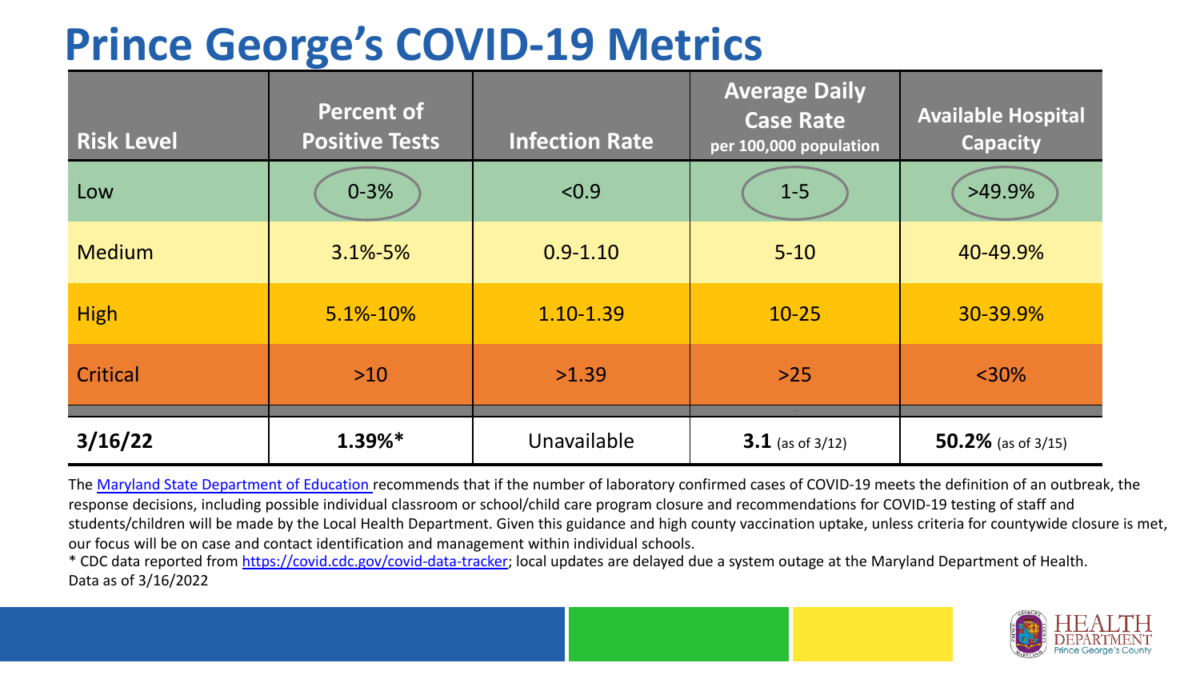# Prince George's COVID-19 Metrics

| Risk Level | Percent of Positive Tests | Infection Rate | Average Daily Case Rate per 100,000 population | Available Hospital Capacity |
|---|---|---|---|---|
| Low | 0-3% | <0.9 | 1-5 | >49.9% |
| Medium | 3.1%-5% | 0.9-1.10 | 5-10 | 40-49.9% |
| High | 5.1%-10% | 1.10-1.39 | 10-25 | 30-39.9% |
| Critical | >10 | >1.39 | >25 | <30% |
| **3/16/22** | **1.39%*** | Unavailable | **3.1** (as of 3/12) | **50.2%** (as of 3/15) |

The Maryland State Department of Education recommends that if the number of laboratory confirmed cases of COVID-19 meets the definition of an outbreak, the response decisions, including possible individual classroom or school/child care program closure and recommendations for COVID-19 testing of staff and students/children will be made by the Local Health Department. Given this guidance and high county vaccination uptake, unless criteria for countywide closure is met, our focus will be on case and contact identification and management within individual schools.

* CDC data reported from https://covid.cdc.gov/covid-data-tracker; local updates are delayed due a system outage at the Maryland Department of Health.

Data as of 3/16/2022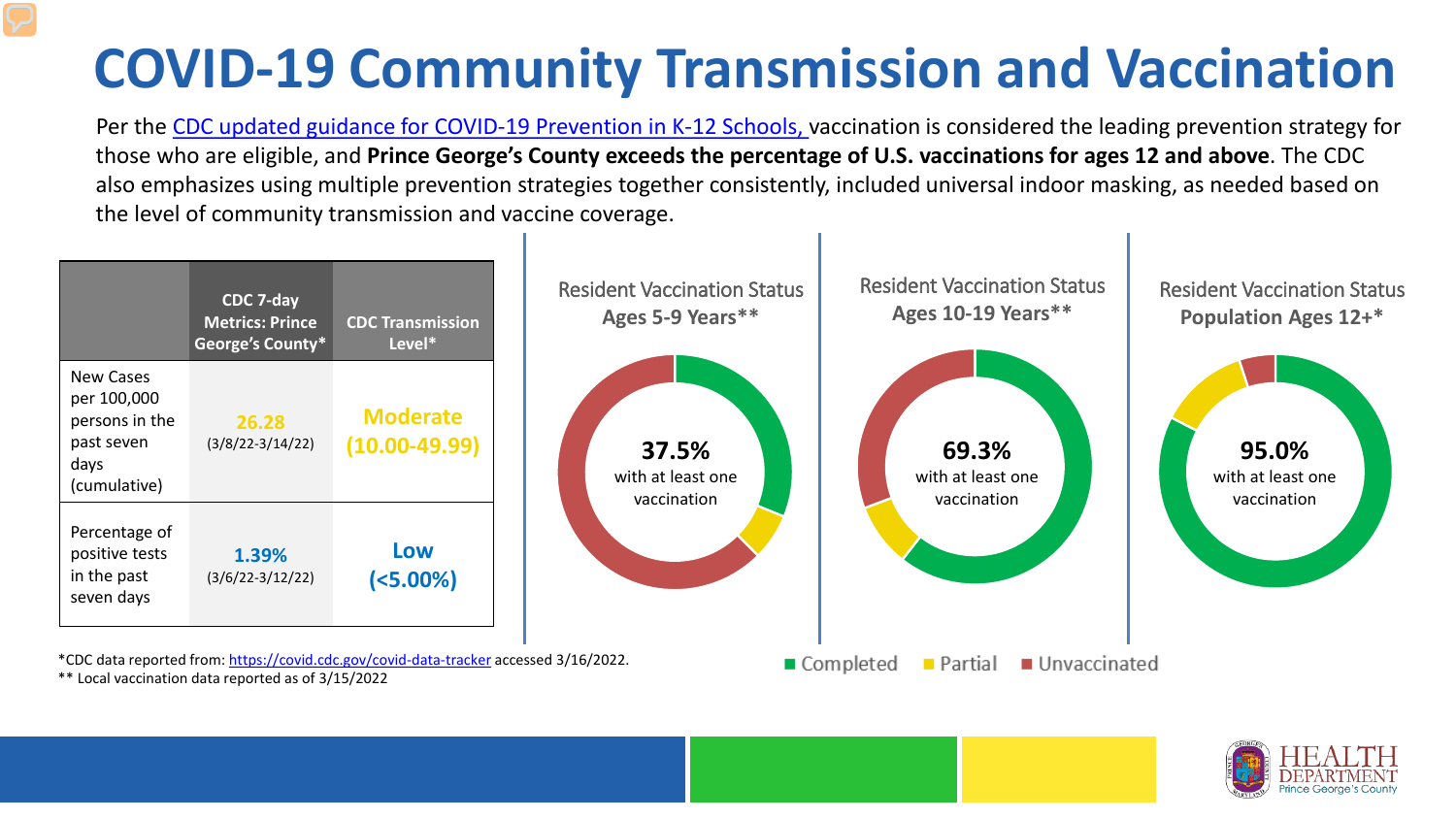# COVID-19 Community Transmission and Vaccination

Per the CDC updated guidance for COVID-19 Prevention in K-12 Schools, vaccination is considered the leading prevention strategy for those who are eligible, and **Prince George's County exceeds the percentage of U.S. vaccinations for ages 12 and above**. The CDC also emphasizes using multiple prevention strategies together consistently, included universal indoor masking, as needed based on the level of community transmission and vaccine coverage.

| | CDC 7-day Metrics: Prince George's County* | CDC Transmission Level* |
|---|---|---|
| New Cases per 100,000 persons in the past seven days (cumulative) | 26.28 (3/8/22-3/14/22) | Moderate (10.00-49.99) |
| Percentage of positive tests in the past seven days | 1.39% (3/6/22-3/12/22) | Low (<5.00%) |

*CDC data reported from: https://covid.cdc.gov/covid-data-tracker accessed 3/16/2022.
** Local vaccination data reported as of 3/15/2022

**Resident Vaccination Status Ages 5-9 Years****
37.5% with at least one vaccination

**Resident Vaccination Status Ages 10-19 Years****
69.3% with at least one vaccination

**Resident Vaccination Status Population Ages 12+***
95.0% with at least one vaccination

■ Completed ■ Partial ■ Unvaccinated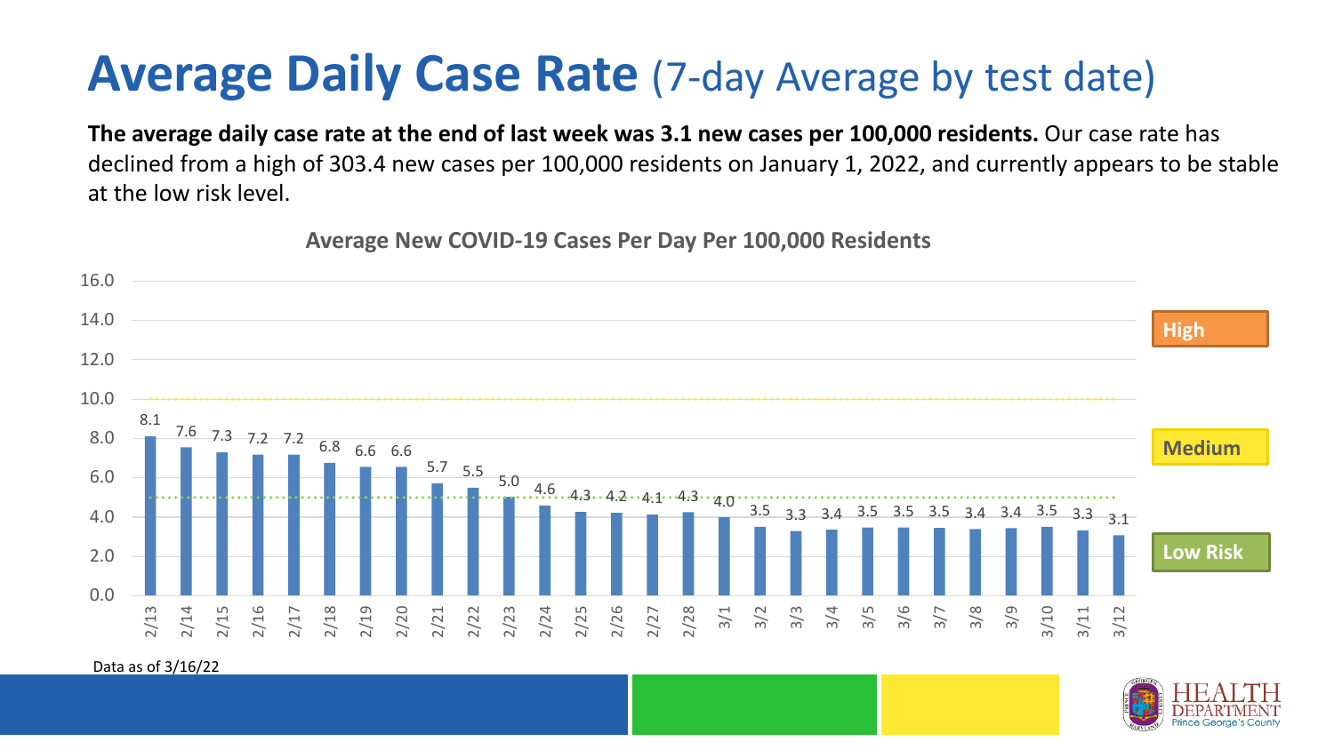# Average Daily Case Rate (7-day Average by test date)

**The average daily case rate at the end of last week was 3.1 new cases per 100,000 residents.** Our case rate has declined from a high of 303.4 new cases per 100,000 residents on January 1, 2022, and currently appears to be stable at the low risk level.

**Average New COVID-19 Cases Per Day Per 100,000 Residents**

| Date | Cases per 100,000 |
|---|---|
| 2/13 | 8.1 |
| 2/14 | 7.6 |
| 2/15 | 7.3 |
| 2/16 | 7.2 |
| 2/17 | 7.2 |
| 2/18 | 6.8 |
| 2/19 | 6.6 |
| 2/20 | 6.6 |
| 2/21 | 5.7 |
| 2/22 | 5.5 |
| 2/23 | 5.0 |
| 2/24 | 4.6 |
| 2/25 | 4.3 |
| 2/26 | 4.2 |
| 2/27 | 4.1 |
| 2/28 | 4.3 |
| 3/1 | 4.0 |
| 3/2 | 3.5 |
| 3/3 | 3.3 |
| 3/4 | 3.4 |
| 3/5 | 3.5 |
| 3/6 | 3.5 |
| 3/7 | 3.5 |
| 3/8 | 3.4 |
| 3/9 | 3.4 |
| 3/10 | 3.5 |
| 3/11 | 3.3 |
| 3/12 | 3.1 |

High

Medium

Low Risk

Data as of 3/16/22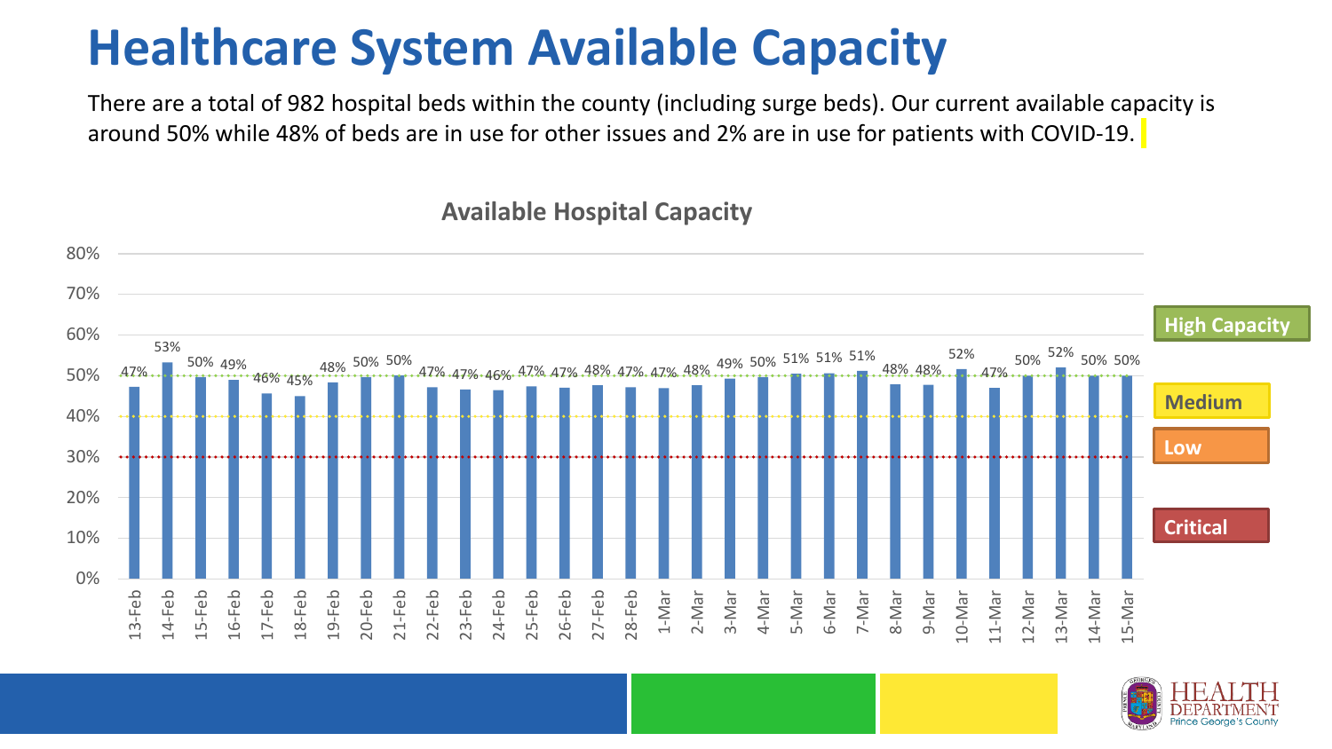# Healthcare System Available Capacity

There are a total of 982 hospital beds within the county (including surge beds). Our current available capacity is around 50% while 48% of beds are in use for other issues and 2% are in use for patients with COVID-19.

**Available Hospital Capacity**

80%
70%
60%
50%
40%
30%
20%
10%
0%

47% 53% 50% 49% 46% 45% 48% 50% 50% 47% 47% 46% 47% 47% 48% 47% 47% 48% 49% 50% 51% 51% 51% 48% 48% 52% 47% 50% 52% 50% 50%

13-Feb 14-Feb 15-Feb 16-Feb 17-Feb 18-Feb 19-Feb 20-Feb 21-Feb 22-Feb 23-Feb 24-Feb 25-Feb 26-Feb 27-Feb 28-Feb 1-Mar 2-Mar 3-Mar 4-Mar 5-Mar 6-Mar 7-Mar 8-Mar 9-Mar 10-Mar 11-Mar 12-Mar 13-Mar 14-Mar 15-Mar

High Capacity

Medium

Low

Critical

HEALTH DEPARTMENT
Prince George's County